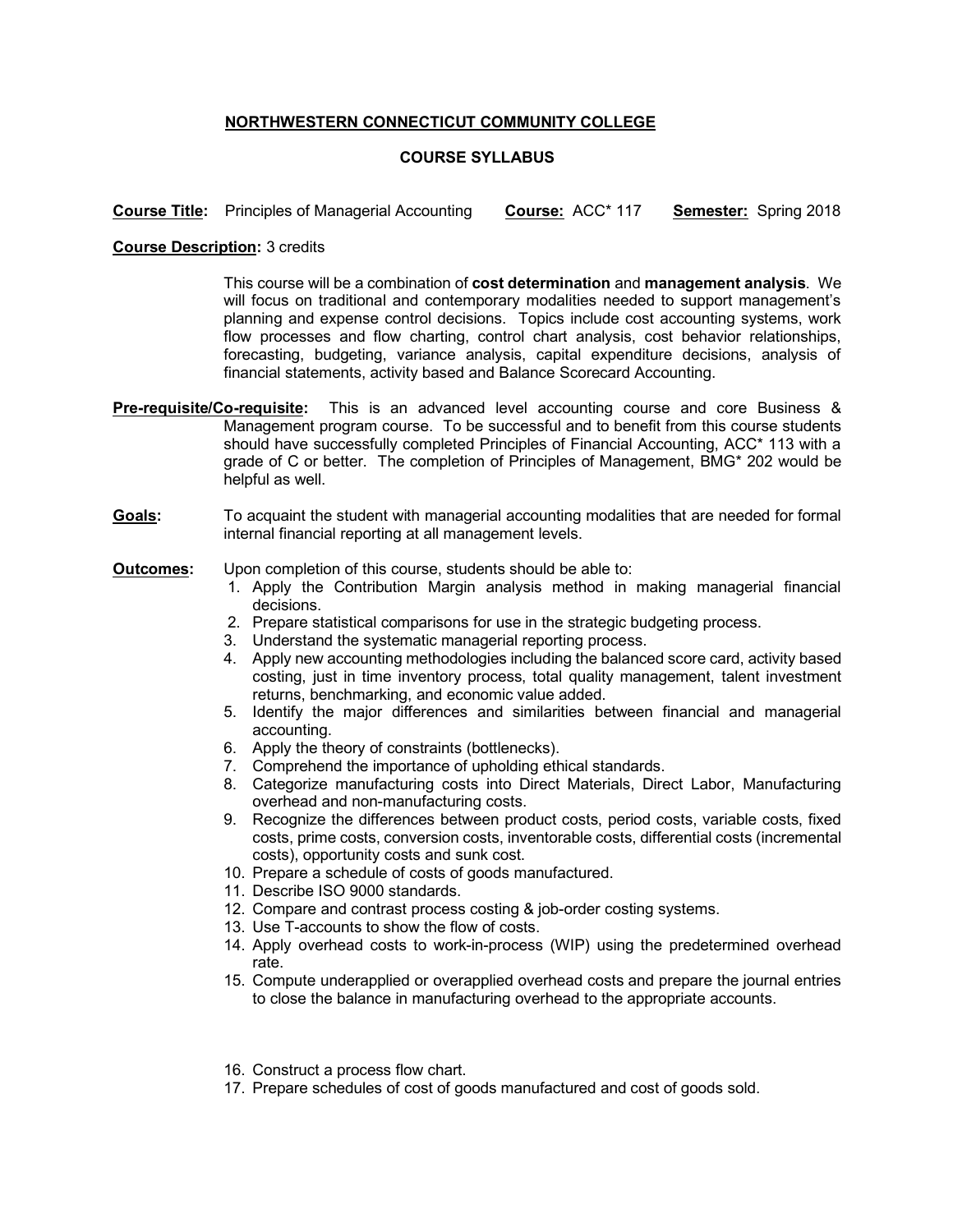# NORTHWESTERN CONNECTICUT COMMUNITY COLLEGE

## COURSE SYLLABUS

**Course Title:** Principles of Managerial Accounting **Course:** ACC* 117 **Semester:** Spring 2018

**Course Description:** 3 credits

This course will be a combination of **cost determination** and **management analysis**. We will focus on traditional and contemporary modalities needed to support management's planning and expense control decisions. Topics include cost accounting systems, work flow processes and flow charting, control chart analysis, cost behavior relationships, forecasting, budgeting, variance analysis, capital expenditure decisions, analysis of financial statements, activity based and Balance Scorecard Accounting.

**Pre-requisite/Co-requisite:** This is an advanced level accounting course and core Business & Management program course. To be successful and to benefit from this course students should have successfully completed Principles of Financial Accounting, ACC* 113 with a grade of C or better. The completion of Principles of Management, BMG* 202 would be helpful as well.

**Goals:** To acquaint the student with managerial accounting modalities that are needed for formal internal financial reporting at all management levels.

**Outcomes:** Upon completion of this course, students should be able to:

1. Apply the Contribution Margin analysis method in making managerial financial decisions.
2. Prepare statistical comparisons for use in the strategic budgeting process.
3. Understand the systematic managerial reporting process.
4. Apply new accounting methodologies including the balanced score card, activity based costing, just in time inventory process, total quality management, talent investment returns, benchmarking, and economic value added.
5. Identify the major differences and similarities between financial and managerial accounting.
6. Apply the theory of constraints (bottlenecks).
7. Comprehend the importance of upholding ethical standards.
8. Categorize manufacturing costs into Direct Materials, Direct Labor, Manufacturing overhead and non-manufacturing costs.
9. Recognize the differences between product costs, period costs, variable costs, fixed costs, prime costs, conversion costs, inventorable costs, differential costs (incremental costs), opportunity costs and sunk cost.
10. Prepare a schedule of costs of goods manufactured.
11. Describe ISO 9000 standards.
12. Compare and contrast process costing & job-order costing systems.
13. Use T-accounts to show the flow of costs.
14. Apply overhead costs to work-in-process (WIP) using the predetermined overhead rate.
15. Compute underapplied or overapplied overhead costs and prepare the journal entries to close the balance in manufacturing overhead to the appropriate accounts.
16. Construct a process flow chart.
17. Prepare schedules of cost of goods manufactured and cost of goods sold.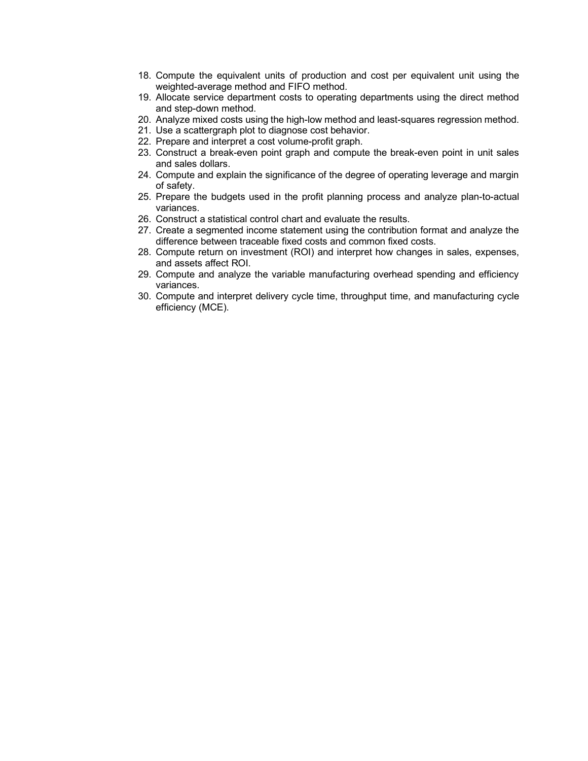18. Compute the equivalent units of production and cost per equivalent unit using the weighted-average method and FIFO method.
19. Allocate service department costs to operating departments using the direct method and step-down method.
20. Analyze mixed costs using the high-low method and least-squares regression method.
21. Use a scattergraph plot to diagnose cost behavior.
22. Prepare and interpret a cost volume-profit graph.
23. Construct a break-even point graph and compute the break-even point in unit sales and sales dollars.
24. Compute and explain the significance of the degree of operating leverage and margin of safety.
25. Prepare the budgets used in the profit planning process and analyze plan-to-actual variances.
26. Construct a statistical control chart and evaluate the results.
27. Create a segmented income statement using the contribution format and analyze the difference between traceable fixed costs and common fixed costs.
28. Compute return on investment (ROI) and interpret how changes in sales, expenses, and assets affect ROI.
29. Compute and analyze the variable manufacturing overhead spending and efficiency variances.
30. Compute and interpret delivery cycle time, throughput time, and manufacturing cycle efficiency (MCE).